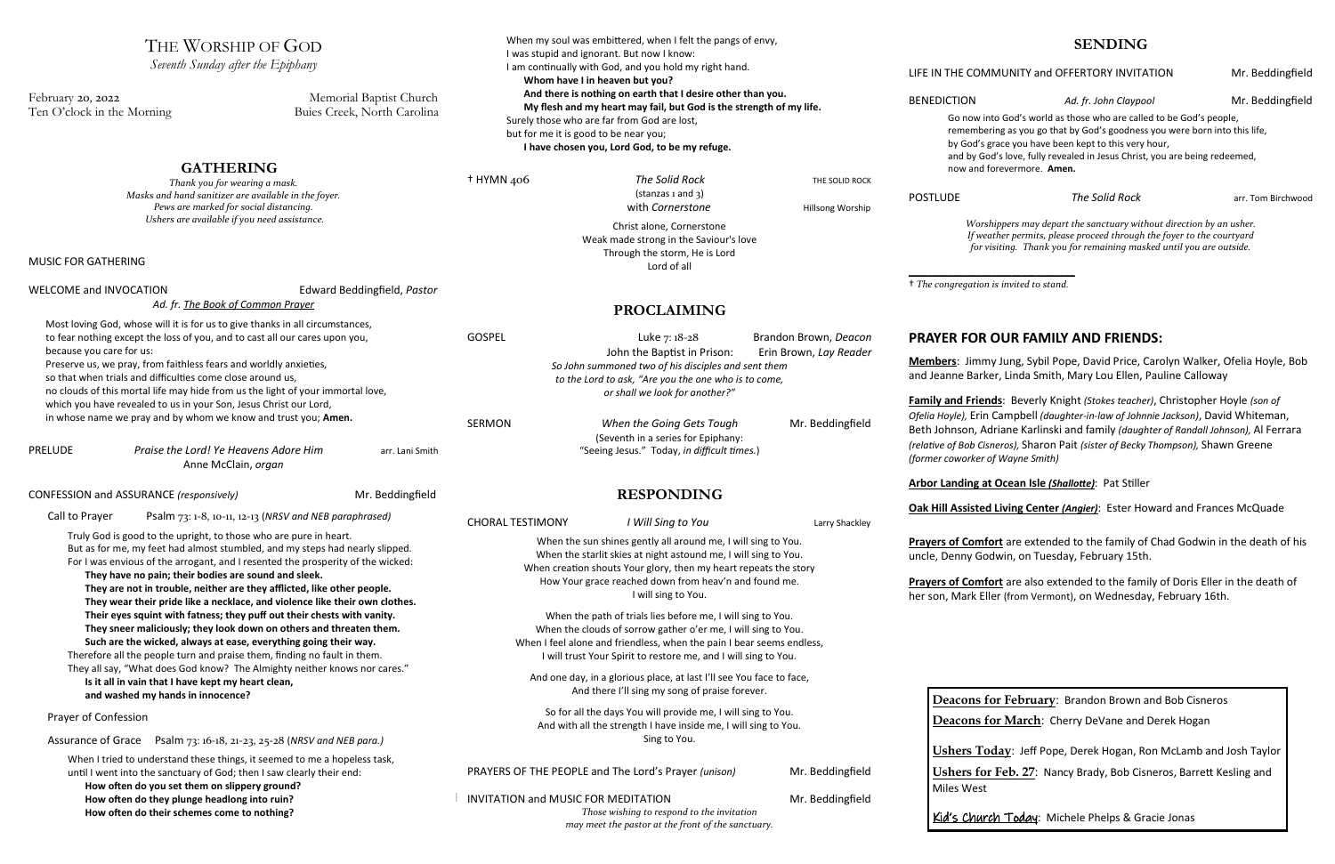# The Worship of God

*Seventh Sunday after the Epiphany*

February 20, 2022 — Memorial Baptist Church
Ten O'clock in the Morning — Buies Creek, North Carolina

## GATHERING

*Thank you for wearing a mask.*
*Masks and hand sanitizer are available in the foyer.*
*Pews are marked for social distancing.*
*Ushers are available if you need assistance.*

MUSIC FOR GATHERING

WELCOME and INVOCATION — Edward Beddingfield, *Pastor*
*Ad. fr. The Book of Common Prayer*

Most loving God, whose will it is for us to give thanks in all circumstances,
to fear nothing except the loss of you, and to cast all our cares upon you,
because you care for us:
Preserve us, we pray, from faithless fears and worldly anxieties,
so that when trials and difficulties come close around us,
no clouds of this mortal life may hide from us the light of your immortal love,
which you have revealed to us in your Son, Jesus Christ our Lord,
in whose name we pray and by whom we know and trust you; **Amen.**

PRELUDE — *Praise the Lord! Ye Heavens Adore Him* — arr. Lani Smith
Anne McClain, *organ*

CONFESSION and ASSURANCE *(responsively)* — Mr. Beddingfield

Call to Prayer — Psalm 73: 1-8, 10-11, 12-13 (*NRSV and NEB paraphrased)*

Truly God is good to the upright, to those who are pure in heart.
But as for me, my feet had almost stumbled, and my steps had nearly slipped.
For I was envious of the arrogant, and I resented the prosperity of the wicked:
**They have no pain; their bodies are sound and sleek.**
**They are not in trouble, neither are they afflicted, like other people.**
**They wear their pride like a necklace, and violence like their own clothes.**
**Their eyes squint with fatness; they puff out their chests with vanity.**
**They sneer maliciously; they look down on others and threaten them.**
**Such are the wicked, always at ease, everything going their way.**
Therefore all the people turn and praise them, finding no fault in them.
They all say, "What does God know? The Almighty neither knows nor cares."
**Is it all in vain that I have kept my heart clean,**
**and washed my hands in innocence?**

Prayer of Confession

Assurance of Grace — Psalm 73: 16-18, 21-23, 25-28 (*NRSV and NEB para.)*

When I tried to understand these things, it seemed to me a hopeless task,
until I went into the sanctuary of God; then I saw clearly their end:
**How often do you set them on slippery ground?**
**How often do they plunge headlong into ruin?**
**How often do their schemes come to nothing?**

When my soul was embittered, when I felt the pangs of envy,
I was stupid and ignorant. But now I know:
I am continually with God, and you hold my right hand.
**Whom have I in heaven but you?**
**And there is nothing on earth that I desire other than you.**
**My flesh and my heart may fail, but God is the strength of my life.**
Surely those who are far from God are lost,
but for me it is good to be near you;
**I have chosen you, Lord God, to be my refuge.**

† HYMN 406 — *The Solid Rock* — THE SOLID ROCK
(stanzas 1 and 3)
with *Cornerstone* — Hillsong Worship

Christ alone, Cornerstone
Weak made strong in the Saviour's love
Through the storm, He is Lord
Lord of all

## PROCLAIMING

GOSPEL — Luke 7: 18-28 — Brandon Brown, *Deacon*
John the Baptist in Prison: — Erin Brown, *Lay Reader*
*So John summoned two of his disciples and sent them*
*to the Lord to ask, "Are you the one who is to come,*
*or shall we look for another?"*

SERMON — *When the Going Gets Tough* — Mr. Beddingfield
(Seventh in a series for Epiphany:
"Seeing Jesus." Today, *in difficult times.*)

## RESPONDING

CHORAL TESTIMONY — *I Will Sing to You* — Larry Shackley

When the sun shines gently all around me, I will sing to You.
When the starlit skies at night astound me, I will sing to You.
When creation shouts Your glory, then my heart repeats the story
How Your grace reached down from heav'n and found me.
I will sing to You.

When the path of trials lies before me, I will sing to You.
When the clouds of sorrow gather o'er me, I will sing to You.
When I feel alone and friendless, when the pain I bear seems endless,
I will trust Your Spirit to restore me, and I will sing to You.

And one day, in a glorious place, at last I'll see You face to face,
And there I'll sing my song of praise forever.

So for all the days You will provide me, I will sing to You.
And with all the strength I have inside me, I will sing to You.
Sing to You.

PRAYERS OF THE PEOPLE and The Lord's Prayer *(unison)* — Mr. Beddingfield

INVITATION and MUSIC FOR MEDITATION — Mr. Beddingfield
*Those wishing to respond to the invitation*
*may meet the pastor at the front of the sanctuary.*

## SENDING

LIFE IN THE COMMUNITY and OFFERTORY INVITATION — Mr. Beddingfield

BENEDICTION — *Ad. fr. John Claypool* — Mr. Beddingfield

Go now into God's world as those who are called to be God's people,
remembering as you go that by God's goodness you were born into this life,
by God's grace you have been kept to this very hour,
and by God's love, fully revealed in Jesus Christ, you are being redeemed,
now and forevermore. **Amen.**

POSTLUDE — *The Solid Rock* — arr. Tom Birchwood

*Worshippers may depart the sanctuary without direction by an usher.*
*If weather permits, please proceed through the foyer to the courtyard*
*for visiting. Thank you for remaining masked until you are outside.*

† *The congregation is invited to stand.*

## PRAYER FOR OUR FAMILY AND FRIENDS:

**Members**: Jimmy Jung, Sybil Pope, David Price, Carolyn Walker, Ofelia Hoyle, Bob and Jeanne Barker, Linda Smith, Mary Lou Ellen, Pauline Calloway

**Family and Friends**: Beverly Knight *(Stokes teacher)*, Christopher Hoyle *(son of Ofelia Hoyle)*, Erin Campbell *(daughter-in-law of Johnnie Jackson)*, David Whiteman, Beth Johnson, Adriane Karlinski and family *(daughter of Randall Johnson)*, Al Ferrara *(relative of Bob Cisneros)*, Sharon Pait *(sister of Becky Thompson)*, Shawn Greene *(former coworker of Wayne Smith)*

**Arbor Landing at Ocean Isle *(Shallotte)***: Pat Stiller

**Oak Hill Assisted Living Center *(Angier)***: Ester Howard and Frances McQuade

**Prayers of Comfort** are extended to the family of Chad Godwin in the death of his uncle, Denny Godwin, on Tuesday, February 15th.

**Prayers of Comfort** are also extended to the family of Doris Eller in the death of her son, Mark Eller (from Vermont), on Wednesday, February 16th.

**Deacons for February**: Brandon Brown and Bob Cisneros

**Deacons for March**: Cherry DeVane and Derek Hogan

**Ushers Today**: Jeff Pope, Derek Hogan, Ron McLamb and Josh Taylor

**Ushers for Feb. 27**: Nancy Brady, Bob Cisneros, Barrett Kesling and Miles West

**Kid's Church Today**: Michele Phelps & Gracie Jonas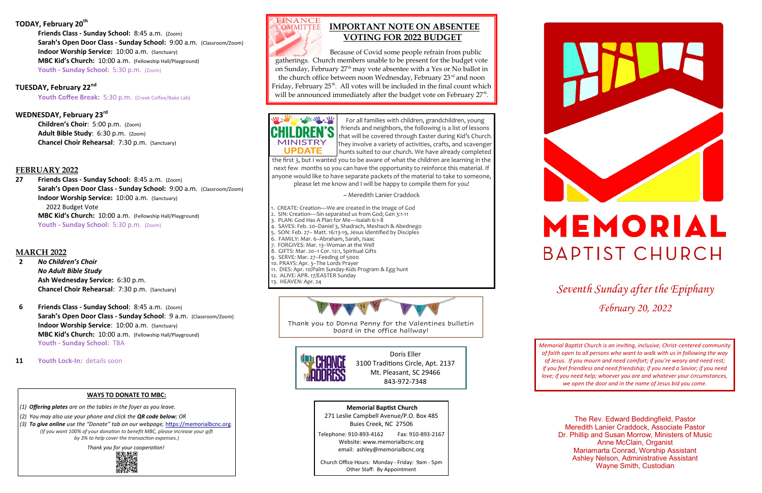**TODAY, February 20th**

**Friends Class - Sunday School:** 8:45 a.m. (Zoom)
**Sarah's Open Door Class - Sunday School:** 9:00 a.m. (Classroom/Zoom)
**Indoor Worship Service:** 10:00 a.m. (Sanctuary)
**MBC Kid's Church:** 10:00 a.m. (Fellowship Hall/Playground)
**Youth - Sunday School:** 5:30 p.m. (Zoom)

**TUESDAY, February 22nd**

**Youth Coffee Break:** 5:30 p.m. (Creek Coffee/Bake Lab)

**WEDNESDAY, February 23rd**

**Children's Choir**: 5:00 p.m. (Zoom)
**Adult Bible Study**: 6:30 p.m. (Zoom)
**Chancel Choir Rehearsal**: 7:30 p.m. (Sanctuary)

## FEBRUARY 2022

**27** **Friends Class - Sunday School:** 8:45 a.m. (Zoom)
**Sarah's Open Door Class - Sunday School:** 9:00 a.m. (Classroom/Zoom)
**Indoor Worship Service:** 10:00 a.m. (Sanctuary)
2022 Budget Vote
**MBC Kid's Church:** 10:00 a.m. (Fellowship Hall/Playground)
**Youth - Sunday School:** 5:30 p.m. (Zoom)

## MARCH 2022

**2** ***No Children's Choir***
***No Adult Bible Study***
**Ash Wednesday Service:** 6:30 p.m.
**Chancel Choir Rehearsal**: 7:30 p.m. (Sanctuary)

**6** **Friends Class - Sunday School**: 8:45 a.m. (Zoom)
**Sarah's Open Door Class - Sunday School**: 9 a.m. (Classroom/Zoom)
**Indoor Worship Service**: 10:00 a.m. (Sanctuary)
**MBC Kid's Church:** 10:00 a.m. (Fellowship Hall/Playground)
**Youth - Sunday School:** TBA

**11** **Youth Lock-In:** details soon

### WAYS TO DONATE TO MBC:

*(1) **Offering plates** are on the tables in the foyer as you leave.*
*(2) You may also use your phone and click the **QR code below**; OR*
*(3) **To give online** use the "Donate" tab on our webpage,* https://memorialbcnc.org.
*(If you want 100% of your donation to benefit MBC, please increase your gift by 3% to help cover the transaction expenses.)*

*Thank you for your cooperation!*

FINANCE COMMITTEE

## IMPORTANT NOTE ON ABSENTEE VOTING FOR 2022 BUDGET

Because of Covid some people refrain from public gatherings. Church members unable to be present for the budget vote on Sunday, February 27th may vote absentee with a Yes or No ballot in the church office between noon Wednesday, February 23rd and noon Friday, February 25th. All votes will be included in the final count which will be announced immediately after the budget vote on February 27th.

CHILDREN'S MINISTRY UPDATE

For all families with children, grandchildren, young friends and neighbors, the following is a list of lessons that will be covered through Easter during Kid's Church. They involve a variety of activities, crafts, and scavenger hunts suited to our church. We have already completed the first 3, but I wanted you to be aware of what the children are learning in the next few months so you can have the opportunity to reinforce this material. If anyone would like to have separate packets of the material to take to someone, please let me know and I will be happy to compile them for you!

~ Meredith Lanier Craddock

1. CREATE: Creation—We are created in the Image of God
2. SIN: Creation—Sin separated us from God; Gen 3:1-11
3. PLAN: God Has A Plan for Me—Isaiah 6:1-8
4. SAVES: Feb. 20–Daniel 3, Shadrach, Meshach & Abednego
5. SON: Feb. 27– Matt. 16:13-19, Jesus Identified by Disciples
6. FAMILY: Mar. 6–Abraham, Sarah, Isaac
7. FORGIVES: Mar. 13–Woman at the Well
8. GIFTS: Mar. 20–1 Cor. 12:1, Spiritual Gifts
9. SERVE: Mar. 27–Feeding of 5000
10. PRAYS: Apr. 3–The Lords Prayer
11. DIES: Apr. 10/Palm Sunday-Kids Program & Egg hunt
12. ALIVE: APR. 17/EASTER Sunday
13. HEAVEN: Apr. 24

THANK YOU

Thank you to Donna Penny for the Valentines bulletin board in the office hallway!

CHANGE of ADDRESS

Doris Eller
3100 Traditions Circle, Apt. 2137
Mt. Pleasant, SC 29466
843-972-7348

**Memorial Baptist Church**
271 Leslie Campbell Avenue/P.O. Box 485
Buies Creek, NC 27506
Telephone: 910-893-4162 Fax: 910-893-2167
Website: www.memorialbcnc.org
email: ashley@memorialbcnc.org

Church Office Hours: Monday - Friday: 9am - 5pm
Other Staff: By Appointment

# MEMORIAL BAPTIST CHURCH

*Seventh Sunday after the Epiphany*

*February 20, 2022*

*Memorial Baptist Church is an inviting, inclusive, Christ-centered community of faith open to all persons who want to walk with us in following the way of Jesus. If you mourn and need comfort; if you're weary and need rest; if you feel friendless and need friendship; if you need a Savior; if you need love; if you need help; whoever you are and whatever your circumstances, we open the door and in the name of Jesus bid you come.*

The Rev. Edward Beddingfield, Pastor
Meredith Lanier Craddock, Associate Pastor
Dr. Phillip and Susan Morrow, Ministers of Music
Anne McClain, Organist
Mariamarta Conrad, Worship Assistant
Ashley Nelson, Administrative Assistant
Wayne Smith, Custodian